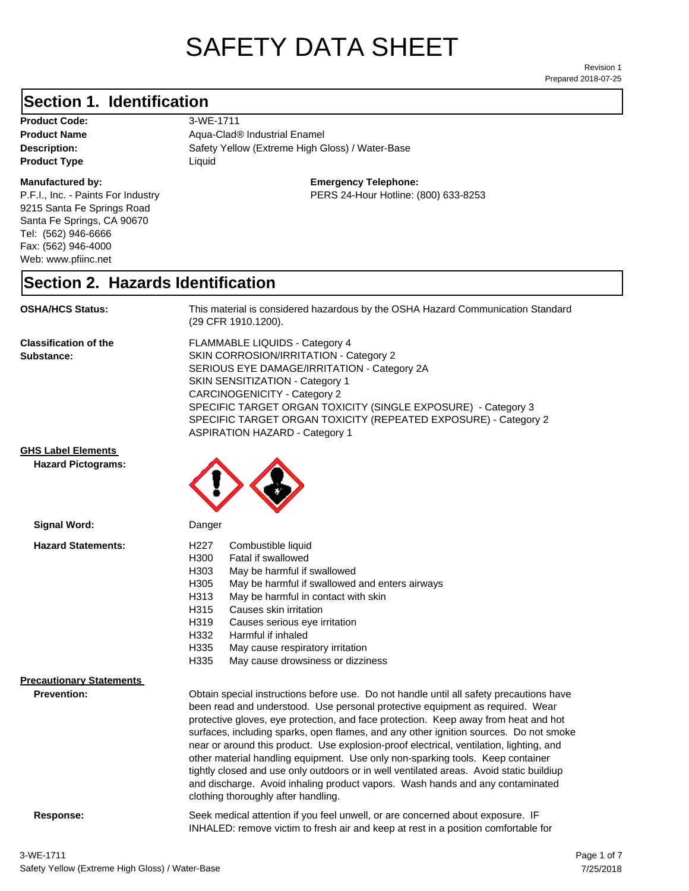# SAFETY DATA SHEET

Revision 1
Prepared 2018-07-25

## Section 1. Identification

**Product Code:** 3-WE-1711
**Product Name** Aqua-Clad® Industrial Enamel
**Description:** Safety Yellow (Extreme High Gloss) / Water-Base
**Product Type** Liquid

**Manufactured by:**
P.F.I., Inc. - Paints For Industry
9215 Santa Fe Springs Road
Santa Fe Springs, CA 90670
Tel: (562) 946-6666
Fax: (562) 946-4000
Web: www.pfiinc.net

**Emergency Telephone:**
PERS 24-Hour Hotline: (800) 633-8253

## Section 2. Hazards Identification

**OSHA/HCS Status:** This material is considered hazardous by the OSHA Hazard Communication Standard (29 CFR 1910.1200).

**Classification of the Substance:**
FLAMMABLE LIQUIDS - Category 4
SKIN CORROSION/IRRITATION - Category 2
SERIOUS EYE DAMAGE/IRRITATION - Category 2A
SKIN SENSITIZATION - Category 1
CARCINOGENICITY - Category 2
SPECIFIC TARGET ORGAN TOXICITY (SINGLE EXPOSURE) - Category 3
SPECIFIC TARGET ORGAN TOXICITY (REPEATED EXPOSURE) - Category 2
ASPIRATION HAZARD - Category 1

**GHS Label Elements**

**Hazard Pictograms:**

**Signal Word:** Danger

**Hazard Statements:**

| | |
|---|---|
| H227 | Combustible liquid |
| H300 | Fatal if swallowed |
| H303 | May be harmful if swallowed |
| H305 | May be harmful if swallowed and enters airways |
| H313 | May be harmful in contact with skin |
| H315 | Causes skin irritation |
| H319 | Causes serious eye irritation |
| H332 | Harmful if inhaled |
| H335 | May cause respiratory irritation |
| H335 | May cause drowsiness or dizziness |

**Precautionary Statements**

**Prevention:** Obtain special instructions before use. Do not handle until all safety precautions have been read and understood. Use personal protective equipment as required. Wear protective gloves, eye protection, and face protection. Keep away from heat and hot surfaces, including sparks, open flames, and any other ignition sources. Do not smoke near or around this product. Use explosion-proof electrical, ventilation, lighting, and other material handling equipment. Use only non-sparking tools. Keep container tightly closed and use only outdoors or in well ventilated areas. Avoid static buildiup and discharge. Avoid inhaling product vapors. Wash hands and any contaminated clothing thoroughly after handling.

**Response:** Seek medical attention if you feel unwell, or are concerned about exposure. IF INHALED: remove victim to fresh air and keep at rest in a position comfortable for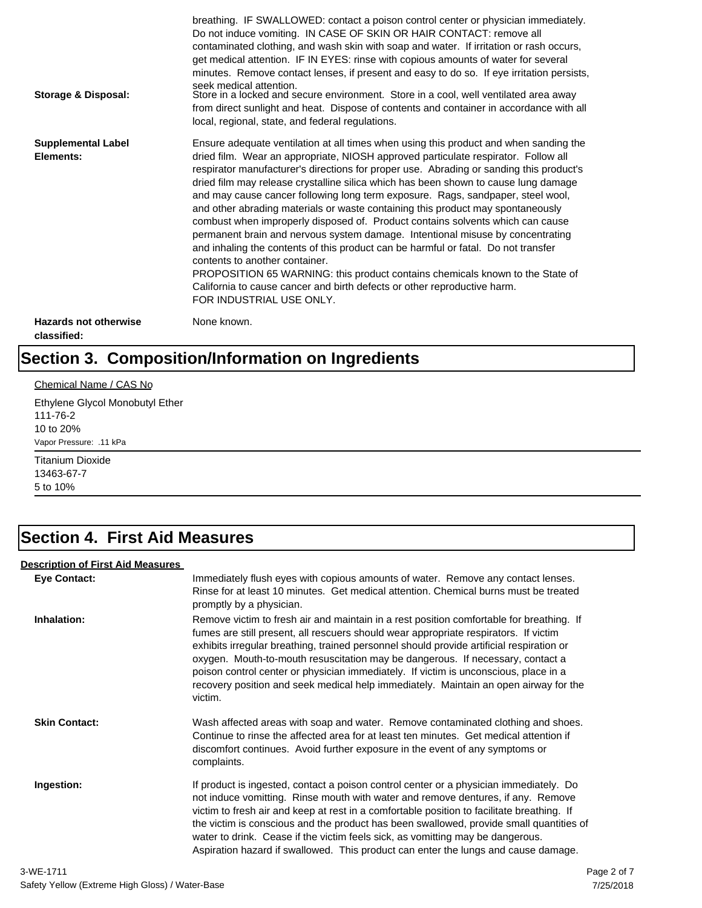breathing. IF SWALLOWED: contact a poison control center or physician immediately. Do not induce vomiting. IN CASE OF SKIN OR HAIR CONTACT: remove all contaminated clothing, and wash skin with soap and water. If irritation or rash occurs, get medical attention. IF IN EYES: rinse with copious amounts of water for several minutes. Remove contact lenses, if present and easy to do so. If eye irritation persists, seek medical attention.

**Storage & Disposal:** Store in a locked and secure environment. Store in a cool, well ventilated area away from direct sunlight and heat. Dispose of contents and container in accordance with all local, regional, state, and federal regulations.

**Supplemental Label Elements:** Ensure adequate ventilation at all times when using this product and when sanding the dried film. Wear an appropriate, NIOSH approved particulate respirator. Follow all respirator manufacturer's directions for proper use. Abrading or sanding this product's dried film may release crystalline silica which has been shown to cause lung damage and may cause cancer following long term exposure. Rags, sandpaper, steel wool, and other abrading materials or waste containing this product may spontaneously combust when improperly disposed of. Product contains solvents which can cause permanent brain and nervous system damage. Intentional misuse by concentrating and inhaling the contents of this product can be harmful or fatal. Do not transfer contents to another container.
PROPOSITION 65 WARNING: this product contains chemicals known to the State of California to cause cancer and birth defects or other reproductive harm.
FOR INDUSTRIAL USE ONLY.

**Hazards not otherwise classified:** None known.

# Section 3. Composition/Information on Ingredients

Chemical Name / CAS No

Ethylene Glycol Monobutyl Ether
111-76-2
10 to 20%
Vapor Pressure: .11 kPa

---

Titanium Dioxide
13463-67-7
5 to 10%

---

# Section 4. First Aid Measures

**Description of First Aid Measures**

**Eye Contact:** Immediately flush eyes with copious amounts of water. Remove any contact lenses. Rinse for at least 10 minutes. Get medical attention. Chemical burns must be treated promptly by a physician.

**Inhalation:** Remove victim to fresh air and maintain in a rest position comfortable for breathing. If fumes are still present, all rescuers should wear appropriate respirators. If victim exhibits irregular breathing, trained personnel should provide artificial respiration or oxygen. Mouth-to-mouth resuscitation may be dangerous. If necessary, contact a poison control center or physician immediately. If victim is unconscious, place in a recovery position and seek medical help immediately. Maintain an open airway for the victim.

**Skin Contact:** Wash affected areas with soap and water. Remove contaminated clothing and shoes. Continue to rinse the affected area for at least ten minutes. Get medical attention if discomfort continues. Avoid further exposure in the event of any symptoms or complaints.

**Ingestion:** If product is ingested, contact a poison control center or a physician immediately. Do not induce vomitting. Rinse mouth with water and remove dentures, if any. Remove victim to fresh air and keep at rest in a comfortable position to facilitate breathing. If the victim is conscious and the product has been swallowed, provide small quantities of water to drink. Cease if the victim feels sick, as vomitting may be dangerous. Aspiration hazard if swallowed. This product can enter the lungs and cause damage.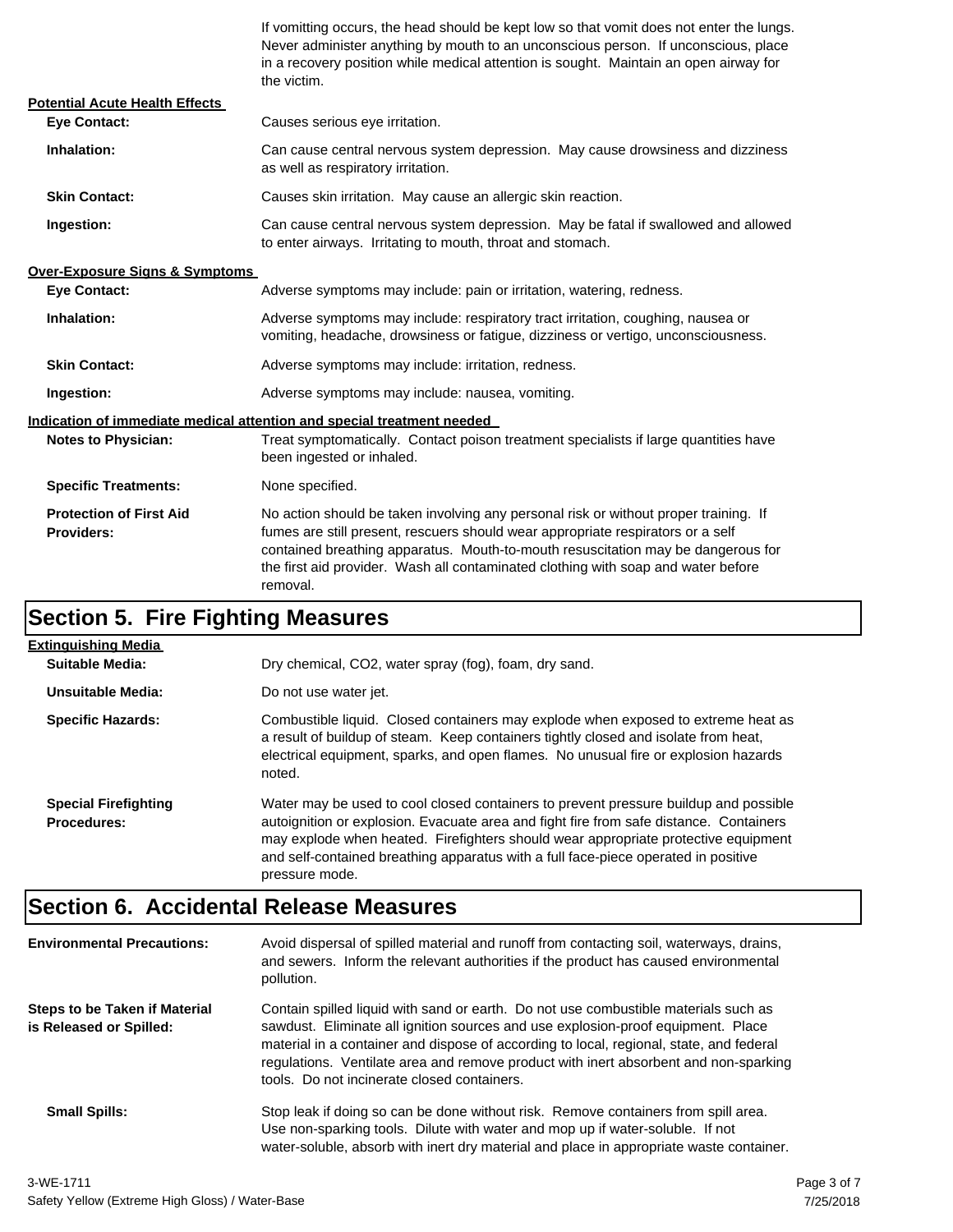If vomitting occurs, the head should be kept low so that vomit does not enter the lungs. Never administer anything by mouth to an unconscious person. If unconscious, place in a recovery position while medical attention is sought. Maintain an open airway for the victim.

**Potential Acute Health Effects**

**Eye Contact:** Causes serious eye irritation.

**Inhalation:** Can cause central nervous system depression. May cause drowsiness and dizziness as well as respiratory irritation.

**Skin Contact:** Causes skin irritation. May cause an allergic skin reaction.

**Ingestion:** Can cause central nervous system depression. May be fatal if swallowed and allowed to enter airways. Irritating to mouth, throat and stomach.

**Over-Exposure Signs & Symptoms**

**Eye Contact:** Adverse symptoms may include: pain or irritation, watering, redness.

**Inhalation:** Adverse symptoms may include: respiratory tract irritation, coughing, nausea or vomiting, headache, drowsiness or fatigue, dizziness or vertigo, unconsciousness.

**Skin Contact:** Adverse symptoms may include: irritation, redness.

**Ingestion:** Adverse symptoms may include: nausea, vomiting.

**Indication of immediate medical attention and special treatment needed**

**Notes to Physician:** Treat symptomatically. Contact poison treatment specialists if large quantities have been ingested or inhaled.

**Specific Treatments:** None specified.

**Protection of First Aid Providers:** No action should be taken involving any personal risk or without proper training. If fumes are still present, rescuers should wear appropriate respirators or a self contained breathing apparatus. Mouth-to-mouth resuscitation may be dangerous for the first aid provider. Wash all contaminated clothing with soap and water before removal.

## Section 5. Fire Fighting Measures

**Extinguishing Media**

**Suitable Media:** Dry chemical, CO2, water spray (fog), foam, dry sand.

**Unsuitable Media:** Do not use water jet.

**Specific Hazards:** Combustible liquid. Closed containers may explode when exposed to extreme heat as a result of buildup of steam. Keep containers tightly closed and isolate from heat, electrical equipment, sparks, and open flames. No unusual fire or explosion hazards noted.

**Special Firefighting Procedures:** Water may be used to cool closed containers to prevent pressure buildup and possible autoignition or explosion. Evacuate area and fight fire from safe distance. Containers may explode when heated. Firefighters should wear appropriate protective equipment and self-contained breathing apparatus with a full face-piece operated in positive pressure mode.

## Section 6. Accidental Release Measures

**Environmental Precautions:** Avoid dispersal of spilled material and runoff from contacting soil, waterways, drains, and sewers. Inform the relevant authorities if the product has caused environmental pollution.

**Steps to be Taken if Material is Released or Spilled:** Contain spilled liquid with sand or earth. Do not use combustible materials such as sawdust. Eliminate all ignition sources and use explosion-proof equipment. Place material in a container and dispose of according to local, regional, state, and federal regulations. Ventilate area and remove product with inert absorbent and non-sparking tools. Do not incinerate closed containers.

**Small Spills:** Stop leak if doing so can be done without risk. Remove containers from spill area. Use non-sparking tools. Dilute with water and mop up if water-soluble. If not water-soluble, absorb with inert dry material and place in appropriate waste container.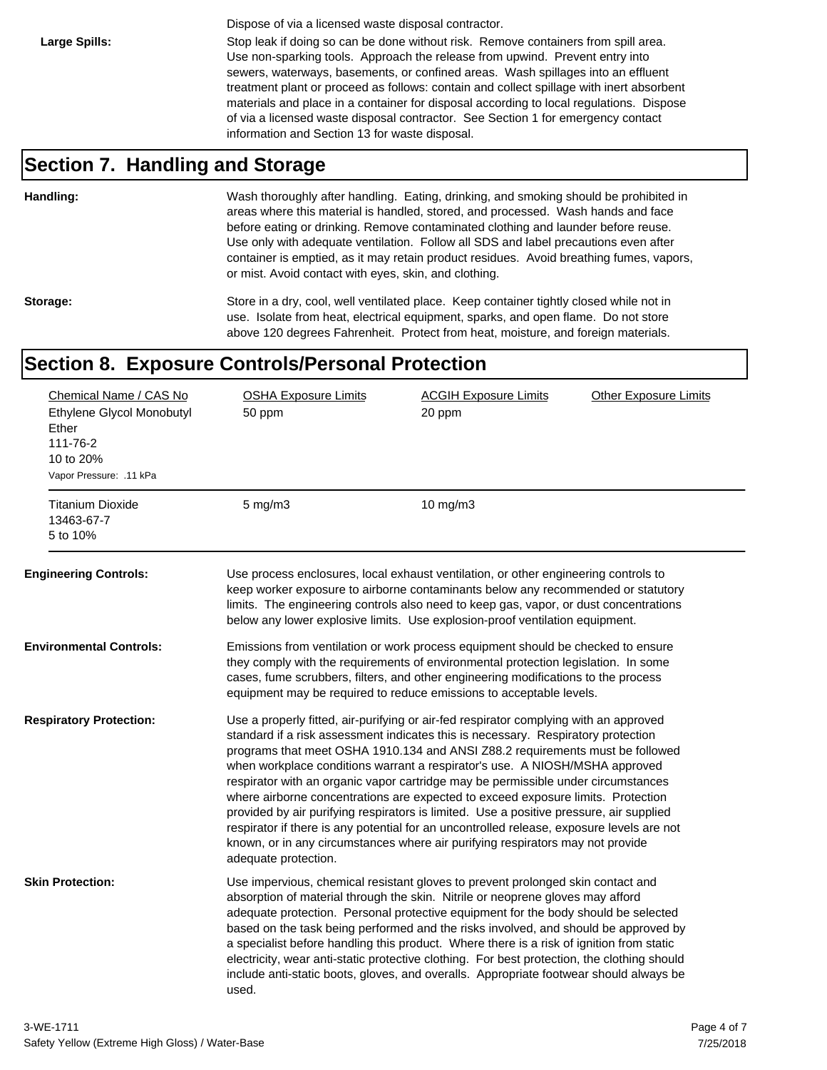Dispose of via a licensed waste disposal contractor.

**Large Spills:** Stop leak if doing so can be done without risk. Remove containers from spill area. Use non-sparking tools. Approach the release from upwind. Prevent entry into sewers, waterways, basements, or confined areas. Wash spillages into an effluent treatment plant or proceed as follows: contain and collect spillage with inert absorbent materials and place in a container for disposal according to local regulations. Dispose of via a licensed waste disposal contractor. See Section 1 for emergency contact information and Section 13 for waste disposal.

## Section 7. Handling and Storage

**Handling:** Wash thoroughly after handling. Eating, drinking, and smoking should be prohibited in areas where this material is handled, stored, and processed. Wash hands and face before eating or drinking. Remove contaminated clothing and launder before reuse. Use only with adequate ventilation. Follow all SDS and label precautions even after container is emptied, as it may retain product residues. Avoid breathing fumes, vapors, or mist. Avoid contact with eyes, skin, and clothing.

**Storage:** Store in a dry, cool, well ventilated place. Keep container tightly closed while not in use. Isolate from heat, electrical equipment, sparks, and open flame. Do not store above 120 degrees Fahrenheit. Protect from heat, moisture, and foreign materials.

## Section 8. Exposure Controls/Personal Protection

| Chemical Name / CAS No | OSHA Exposure Limits | ACGIH Exposure Limits | Other Exposure Limits |
|---|---|---|---|
| Ethylene Glycol Monobutyl Ether<br>111-76-2<br>10 to 20%<br>Vapor Pressure: .11 kPa | 50 ppm | 20 ppm | |
| Titanium Dioxide<br>13463-67-7<br>5 to 10% | 5 mg/m3 | 10 mg/m3 | |

**Engineering Controls:** Use process enclosures, local exhaust ventilation, or other engineering controls to keep worker exposure to airborne contaminants below any recommended or statutory limits. The engineering controls also need to keep gas, vapor, or dust concentrations below any lower explosive limits. Use explosion-proof ventilation equipment.

**Environmental Controls:** Emissions from ventilation or work process equipment should be checked to ensure they comply with the requirements of environmental protection legislation. In some cases, fume scrubbers, filters, and other engineering modifications to the process equipment may be required to reduce emissions to acceptable levels.

**Respiratory Protection:** Use a properly fitted, air-purifying or air-fed respirator complying with an approved standard if a risk assessment indicates this is necessary. Respiratory protection programs that meet OSHA 1910.134 and ANSI Z88.2 requirements must be followed when workplace conditions warrant a respirator's use. A NIOSH/MSHA approved respirator with an organic vapor cartridge may be permissible under circumstances where airborne concentrations are expected to exceed exposure limits. Protection provided by air purifying respirators is limited. Use a positive pressure, air supplied respirator if there is any potential for an uncontrolled release, exposure levels are not known, or in any circumstances where air purifying respirators may not provide adequate protection.

**Skin Protection:** Use impervious, chemical resistant gloves to prevent prolonged skin contact and absorption of material through the skin. Nitrile or neoprene gloves may afford adequate protection. Personal protective equipment for the body should be selected based on the task being performed and the risks involved, and should be approved by a specialist before handling this product. Where there is a risk of ignition from static electricity, wear anti-static protective clothing. For best protection, the clothing should include anti-static boots, gloves, and overalls. Appropriate footwear should always be used.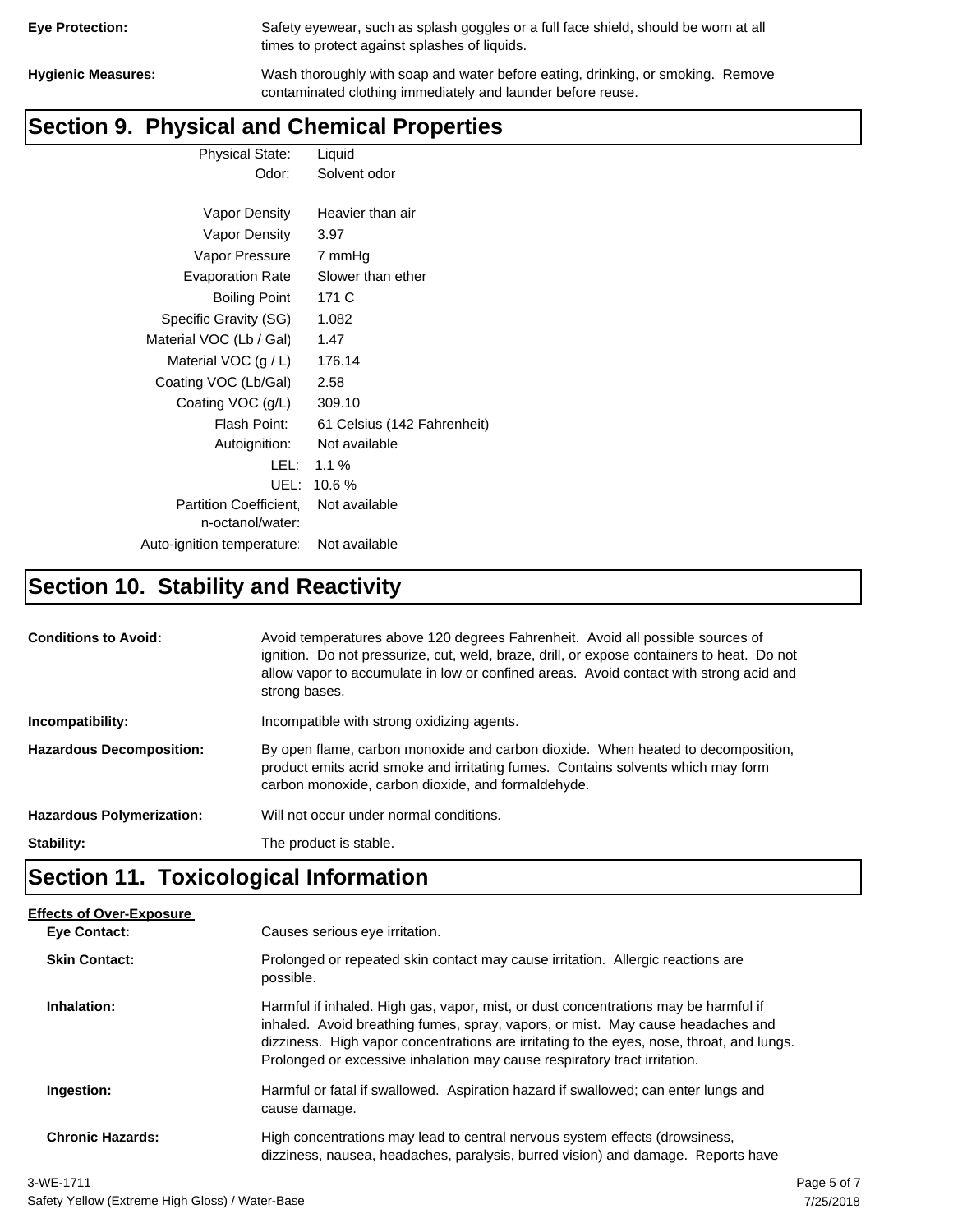**Eye Protection:** Safety eyewear, such as splash goggles or a full face shield, should be worn at all times to protect against splashes of liquids.

**Hygienic Measures:** Wash thoroughly with soap and water before eating, drinking, or smoking. Remove contaminated clothing immediately and launder before reuse.

## Section 9. Physical and Chemical Properties

| | |
|---|---|
| Physical State: | Liquid |
| Odor: | Solvent odor |
| Vapor Density | Heavier than air |
| Vapor Density | 3.97 |
| Vapor Pressure | 7 mmHg |
| Evaporation Rate | Slower than ether |
| Boiling Point | 171 C |
| Specific Gravity (SG) | 1.082 |
| Material VOC (Lb / Gal) | 1.47 |
| Material VOC (g / L) | 176.14 |
| Coating VOC (Lb/Gal) | 2.58 |
| Coating VOC (g/L) | 309.10 |
| Flash Point: | 61 Celsius (142 Fahrenheit) |
| Autoignition: | Not available |
| LEL: | 1.1 % |
| UEL: | 10.6 % |
| Partition Coefficient, n-octanol/water: | Not available |
| Auto-ignition temperature: | Not available |

## Section 10. Stability and Reactivity

**Conditions to Avoid:** Avoid temperatures above 120 degrees Fahrenheit. Avoid all possible sources of ignition. Do not pressurize, cut, weld, braze, drill, or expose containers to heat. Do not allow vapor to accumulate in low or confined areas. Avoid contact with strong acid and strong bases.

**Incompatibility:** Incompatible with strong oxidizing agents.

**Hazardous Decomposition:** By open flame, carbon monoxide and carbon dioxide. When heated to decomposition, product emits acrid smoke and irritating fumes. Contains solvents which may form carbon monoxide, carbon dioxide, and formaldehyde.

**Hazardous Polymerization:** Will not occur under normal conditions.

**Stability:** The product is stable.

## Section 11. Toxicological Information

**Effects of Over-Exposure**

**Eye Contact:** Causes serious eye irritation.

**Skin Contact:** Prolonged or repeated skin contact may cause irritation. Allergic reactions are possible.

**Inhalation:** Harmful if inhaled. High gas, vapor, mist, or dust concentrations may be harmful if inhaled. Avoid breathing fumes, spray, vapors, or mist. May cause headaches and dizziness. High vapor concentrations are irritating to the eyes, nose, throat, and lungs. Prolonged or excessive inhalation may cause respiratory tract irritation.

**Ingestion:** Harmful or fatal if swallowed. Aspiration hazard if swallowed; can enter lungs and cause damage.

**Chronic Hazards:** High concentrations may lead to central nervous system effects (drowsiness, dizziness, nausea, headaches, paralysis, burred vision) and damage. Reports have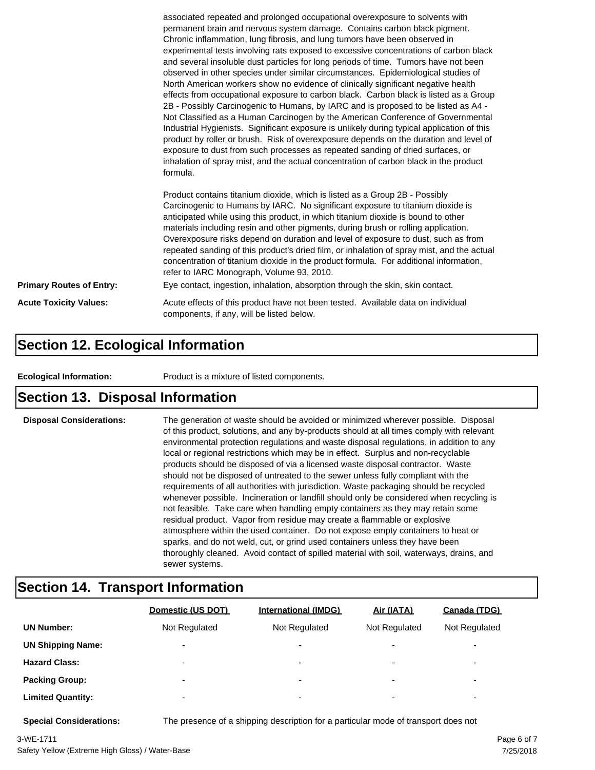associated repeated and prolonged occupational overexposure to solvents with permanent brain and nervous system damage. Contains carbon black pigment. Chronic inflammation, lung fibrosis, and lung tumors have been observed in experimental tests involving rats exposed to excessive concentrations of carbon black and several insoluble dust particles for long periods of time. Tumors have not been observed in other species under similar circumstances. Epidemiological studies of North American workers show no evidence of clinically significant negative health effects from occupational exposure to carbon black. Carbon black is listed as a Group 2B - Possibly Carcinogenic to Humans, by IARC and is proposed to be listed as A4 - Not Classified as a Human Carcinogen by the American Conference of Governmental Industrial Hygienists. Significant exposure is unlikely during typical application of this product by roller or brush. Risk of overexposure depends on the duration and level of exposure to dust from such processes as repeated sanding of dried surfaces, or inhalation of spray mist, and the actual concentration of carbon black in the product formula.

Product contains titanium dioxide, which is listed as a Group 2B - Possibly Carcinogenic to Humans by IARC. No significant exposure to titanium dioxide is anticipated while using this product, in which titanium dioxide is bound to other materials including resin and other pigments, during brush or rolling application. Overexposure risks depend on duration and level of exposure to dust, such as from repeated sanding of this product's dried film, or inhalation of spray mist, and the actual concentration of titanium dioxide in the product formula. For additional information, refer to IARC Monograph, Volume 93, 2010.

**Primary Routes of Entry:** Eye contact, ingestion, inhalation, absorption through the skin, skin contact.

**Acute Toxicity Values:** Acute effects of this product have not been tested. Available data on individual components, if any, will be listed below.

## Section 12. Ecological Information

**Ecological Information:** Product is a mixture of listed components.

## Section 13. Disposal Information

**Disposal Considerations:** The generation of waste should be avoided or minimized wherever possible. Disposal of this product, solutions, and any by-products should at all times comply with relevant environmental protection regulations and waste disposal regulations, in addition to any local or regional restrictions which may be in effect. Surplus and non-recyclable products should be disposed of via a licensed waste disposal contractor. Waste should not be disposed of untreated to the sewer unless fully compliant with the requirements of all authorities with jurisdiction. Waste packaging should be recycled whenever possible. Incineration or landfill should only be considered when recycling is not feasible. Take care when handling empty containers as they may retain some residual product. Vapor from residue may create a flammable or explosive atmosphere within the used container. Do not expose empty containers to heat or sparks, and do not weld, cut, or grind used containers unless they have been thoroughly cleaned. Avoid contact of spilled material with soil, waterways, drains, and sewer systems.

## Section 14. Transport Information

| | Domestic (US DOT) | International (IMDG) | Air (IATA) | Canada (TDG) |
|---|---|---|---|---|
| **UN Number:** | Not Regulated | Not Regulated | Not Regulated | Not Regulated |
| **UN Shipping Name:** | - | - | - | - |
| **Hazard Class:** | - | - | - | - |
| **Packing Group:** | - | - | - | - |
| **Limited Quantity:** | - | - | - | - |

**Special Considerations:** The presence of a shipping description for a particular mode of transport does not

3-WE-1711
Safety Yellow (Extreme High Gloss) / Water-Base
7/25/2018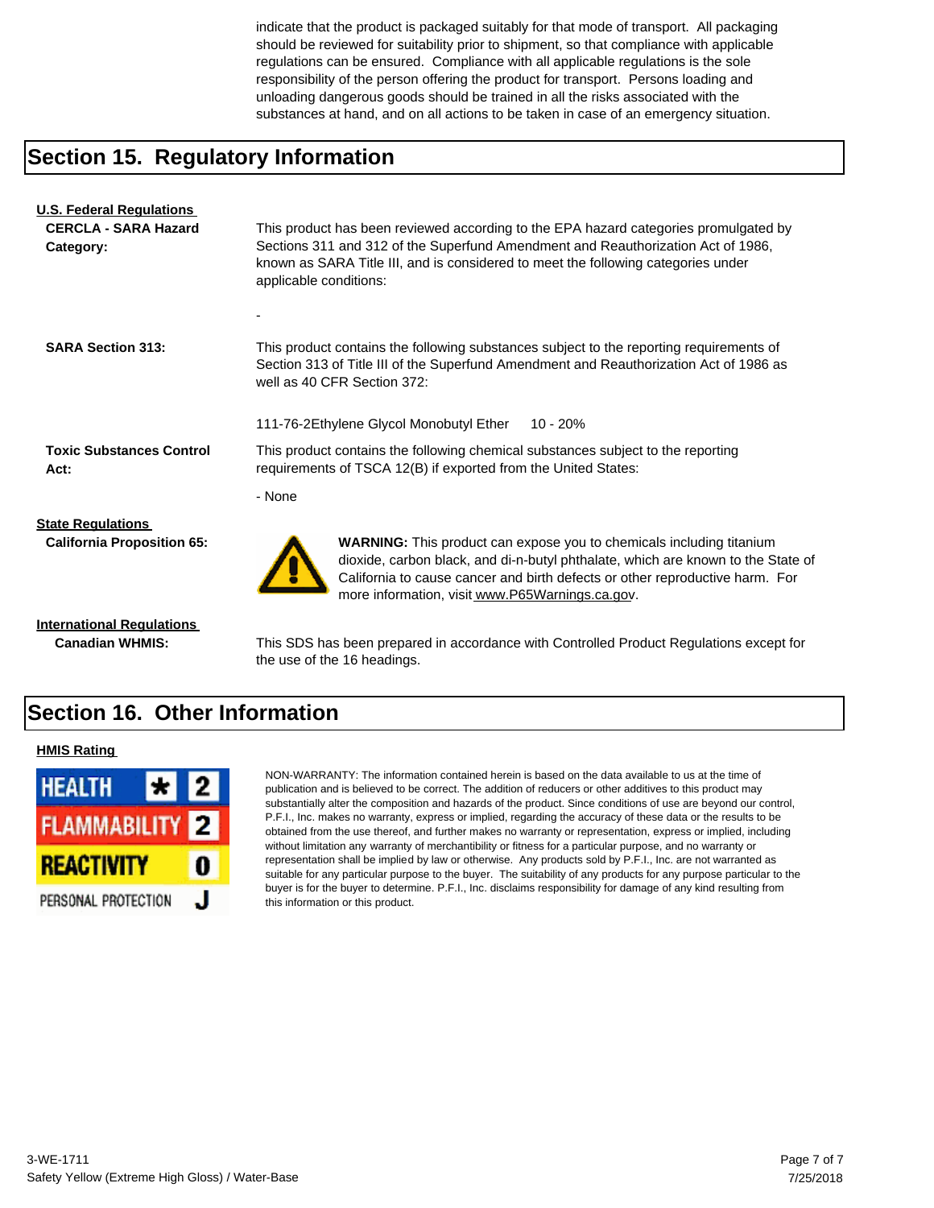indicate that the product is packaged suitably for that mode of transport. All packaging should be reviewed for suitability prior to shipment, so that compliance with applicable regulations can be ensured. Compliance with all applicable regulations is the sole responsibility of the person offering the product for transport. Persons loading and unloading dangerous goods should be trained in all the risks associated with the substances at hand, and on all actions to be taken in case of an emergency situation.

## Section 15. Regulatory Information

**U.S. Federal Regulations**

**CERCLA - SARA Hazard Category:**

This product has been reviewed according to the EPA hazard categories promulgated by Sections 311 and 312 of the Superfund Amendment and Reauthorization Act of 1986, known as SARA Title III, and is considered to meet the following categories under applicable conditions:

-

**SARA Section 313:**

This product contains the following substances subject to the reporting requirements of Section 313 of Title III of the Superfund Amendment and Reauthorization Act of 1986 as well as 40 CFR Section 372:

111-76-2Ethylene Glycol Monobutyl Ether 10 - 20%

**Toxic Substances Control Act:**

This product contains the following chemical substances subject to the reporting requirements of TSCA 12(B) if exported from the United States:

- None

**State Regulations**

**California Proposition 65:**

**WARNING:** This product can expose you to chemicals including titanium dioxide, carbon black, and di-n-butyl phthalate, which are known to the State of California to cause cancer and birth defects or other reproductive harm. For more information, visit www.P65Warnings.ca.gov.

**International Regulations**

**Canadian WHMIS:**

This SDS has been prepared in accordance with Controlled Product Regulations except for the use of the 16 headings.

## Section 16. Other Information

**HMIS Rating**

| | | |
|---|---|---|
| HEALTH | * | 2 |
| FLAMMABILITY | | 2 |
| REACTIVITY | | 0 |
| PERSONAL PROTECTION | | J |

NON-WARRANTY: The information contained herein is based on the data available to us at the time of publication and is believed to be correct. The addition of reducers or other additives to this product may substantially alter the composition and hazards of the product. Since conditions of use are beyond our control, P.F.I., Inc. makes no warranty, express or implied, regarding the accuracy of these data or the results to be obtained from the use thereof, and further makes no warranty or representation, express or implied, including without limitation any warranty of merchantibility or fitness for a particular purpose, and no warranty or representation shall be implied by law or otherwise. Any products sold by P.F.I., Inc. are not warranted as suitable for any particular purpose to the buyer. The suitability of any products for any purpose particular to the buyer is for the buyer to determine. P.F.I., Inc. disclaims responsibility for damage of any kind resulting from this information or this product.